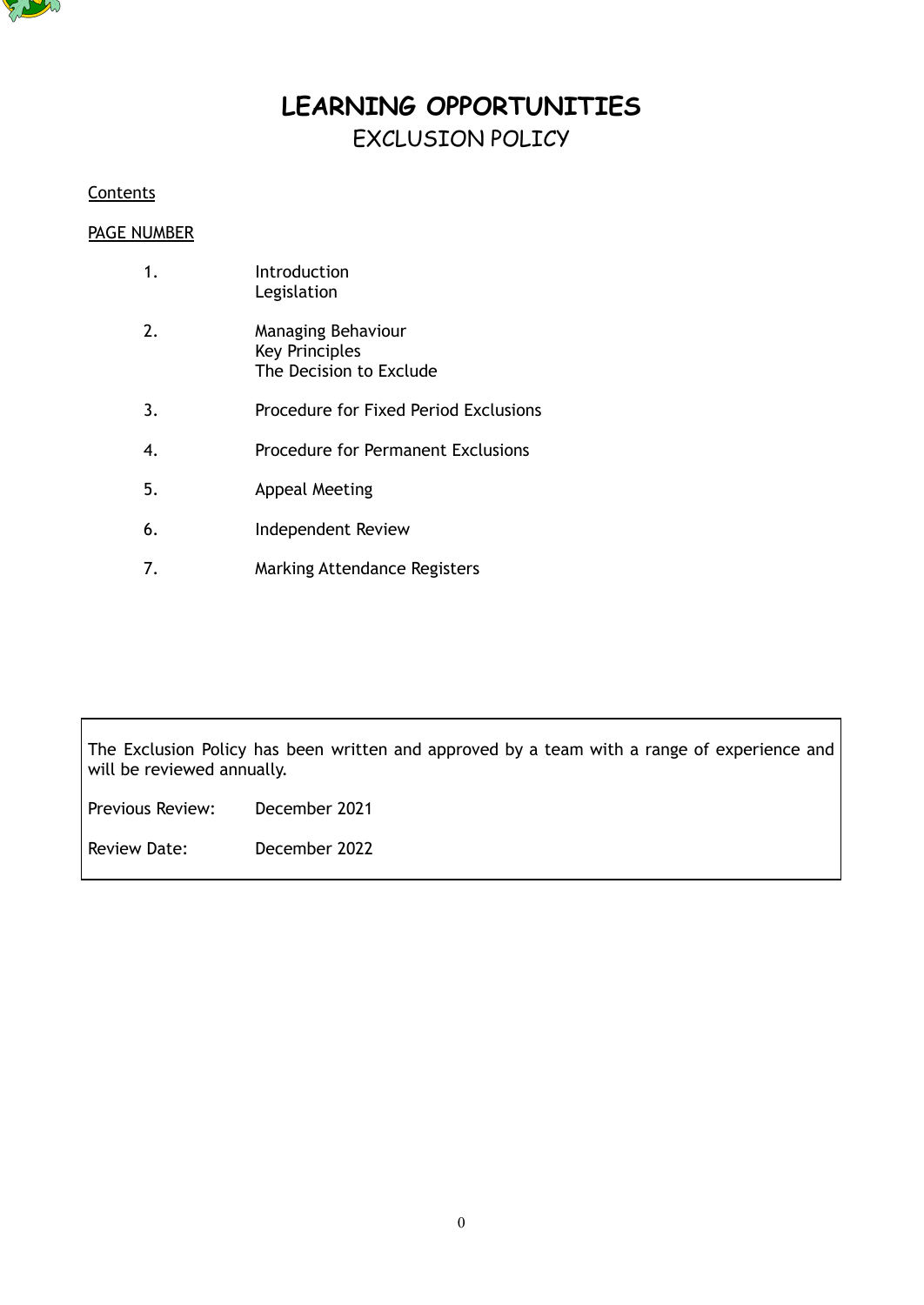# LEARNING OPPORTUNITIES

## EXCLUSION POLICY

Contents

PAGE NUMBER

| | |
|---|---|
| 1. | Introduction<br>Legislation |
| 2. | Managing Behaviour<br>Key Principles<br>The Decision to Exclude |
| 3. | Procedure for Fixed Period Exclusions |
| 4. | Procedure for Permanent Exclusions |
| 5. | Appeal Meeting |
| 6. | Independent Review |
| 7. | Marking Attendance Registers |

The Exclusion Policy has been written and approved by a team with a range of experience and will be reviewed annually.

Previous Review: December 2021

Review Date: December 2022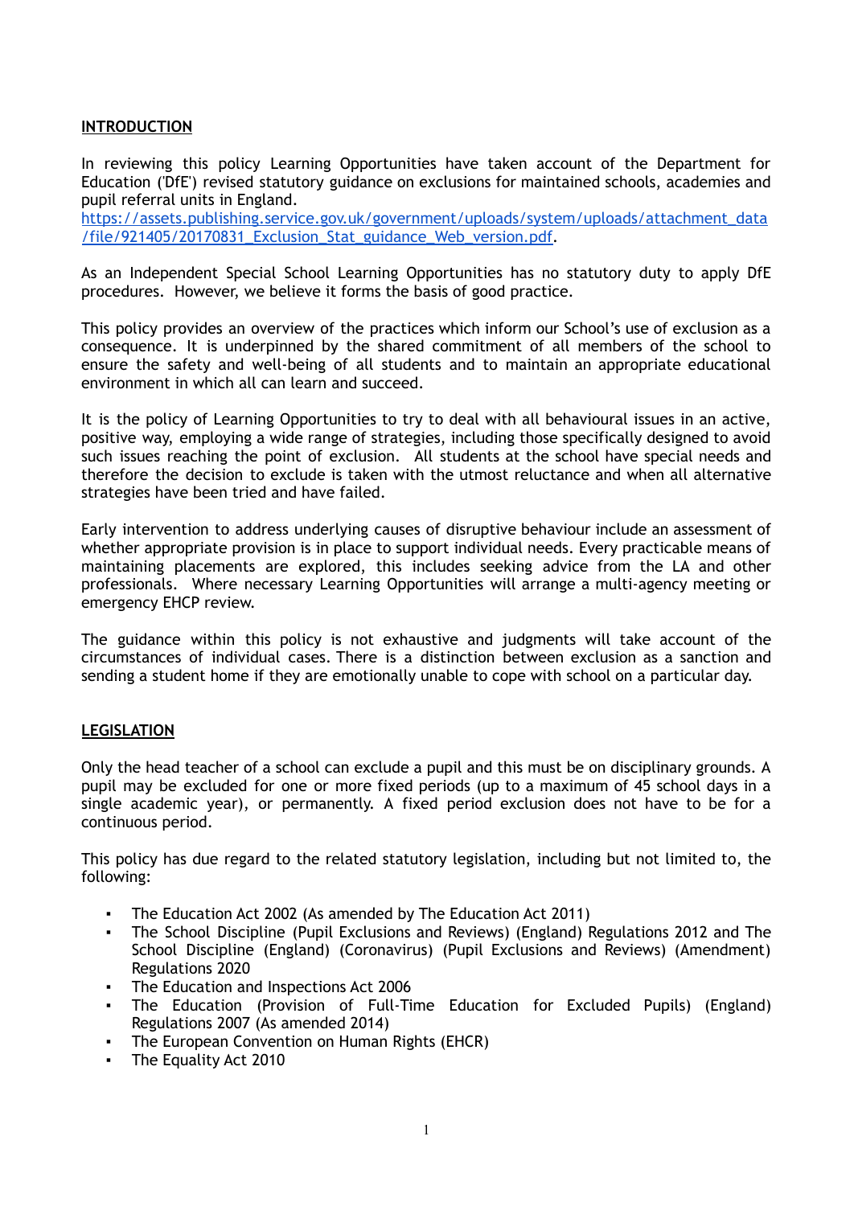## INTRODUCTION

In reviewing this policy Learning Opportunities have taken account of the Department for Education ('DfE') revised statutory guidance on exclusions for maintained schools, academies and pupil referral units in England.
[https://assets.publishing.service.gov.uk/government/uploads/system/uploads/attachment_data/file/921405/20170831_Exclusion_Stat_guidance_Web_version.pdf](https://assets.publishing.service.gov.uk/government/uploads/system/uploads/attachment_data/file/921405/20170831_Exclusion_Stat_guidance_Web_version.pdf).

As an Independent Special School Learning Opportunities has no statutory duty to apply DfE procedures. However, we believe it forms the basis of good practice.

This policy provides an overview of the practices which inform our School's use of exclusion as a consequence. It is underpinned by the shared commitment of all members of the school to ensure the safety and well-being of all students and to maintain an appropriate educational environment in which all can learn and succeed.

It is the policy of Learning Opportunities to try to deal with all behavioural issues in an active, positive way, employing a wide range of strategies, including those specifically designed to avoid such issues reaching the point of exclusion. All students at the school have special needs and therefore the decision to exclude is taken with the utmost reluctance and when all alternative strategies have been tried and have failed.

Early intervention to address underlying causes of disruptive behaviour include an assessment of whether appropriate provision is in place to support individual needs. Every practicable means of maintaining placements are explored, this includes seeking advice from the LA and other professionals. Where necessary Learning Opportunities will arrange a multi-agency meeting or emergency EHCP review.

The guidance within this policy is not exhaustive and judgments will take account of the circumstances of individual cases. There is a distinction between exclusion as a sanction and sending a student home if they are emotionally unable to cope with school on a particular day.

## LEGISLATION

Only the head teacher of a school can exclude a pupil and this must be on disciplinary grounds. A pupil may be excluded for one or more fixed periods (up to a maximum of 45 school days in a single academic year), or permanently. A fixed period exclusion does not have to be for a continuous period.

This policy has due regard to the related statutory legislation, including but not limited to, the following:

- The Education Act 2002 (As amended by The Education Act 2011)
- The School Discipline (Pupil Exclusions and Reviews) (England) Regulations 2012 and The School Discipline (England) (Coronavirus) (Pupil Exclusions and Reviews) (Amendment) Regulations 2020
- The Education and Inspections Act 2006
- The Education (Provision of Full-Time Education for Excluded Pupils) (England) Regulations 2007 (As amended 2014)
- The European Convention on Human Rights (EHCR)
- The Equality Act 2010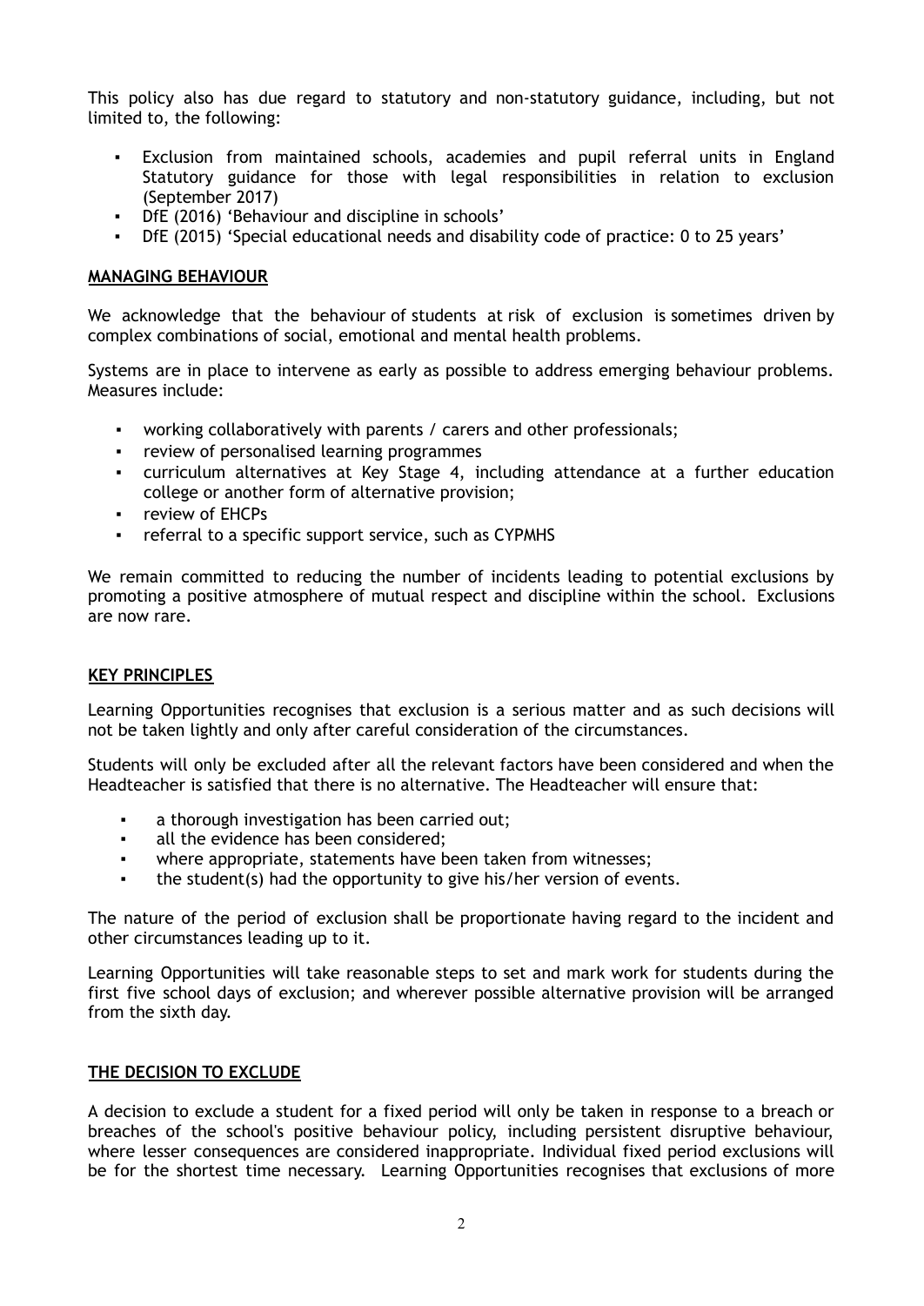This policy also has due regard to statutory and non-statutory guidance, including, but not limited to, the following:

- Exclusion from maintained schools, academies and pupil referral units in England Statutory guidance for those with legal responsibilities in relation to exclusion (September 2017)
- DfE (2016) 'Behaviour and discipline in schools'
- DfE (2015) 'Special educational needs and disability code of practice: 0 to 25 years'

## MANAGING BEHAVIOUR

We acknowledge that the behaviour of students at risk of exclusion is sometimes driven by complex combinations of social, emotional and mental health problems.

Systems are in place to intervene as early as possible to address emerging behaviour problems. Measures include:

- working collaboratively with parents / carers and other professionals;
- review of personalised learning programmes
- curriculum alternatives at Key Stage 4, including attendance at a further education college or another form of alternative provision;
- review of EHCPs
- referral to a specific support service, such as CYPMHS

We remain committed to reducing the number of incidents leading to potential exclusions by promoting a positive atmosphere of mutual respect and discipline within the school. Exclusions are now rare.

## KEY PRINCIPLES

Learning Opportunities recognises that exclusion is a serious matter and as such decisions will not be taken lightly and only after careful consideration of the circumstances.

Students will only be excluded after all the relevant factors have been considered and when the Headteacher is satisfied that there is no alternative. The Headteacher will ensure that:

- a thorough investigation has been carried out;
- all the evidence has been considered;
- where appropriate, statements have been taken from witnesses;
- the student(s) had the opportunity to give his/her version of events.

The nature of the period of exclusion shall be proportionate having regard to the incident and other circumstances leading up to it.

Learning Opportunities will take reasonable steps to set and mark work for students during the first five school days of exclusion; and wherever possible alternative provision will be arranged from the sixth day.

## THE DECISION TO EXCLUDE

A decision to exclude a student for a fixed period will only be taken in response to a breach or breaches of the school's positive behaviour policy, including persistent disruptive behaviour, where lesser consequences are considered inappropriate. Individual fixed period exclusions will be for the shortest time necessary. Learning Opportunities recognises that exclusions of more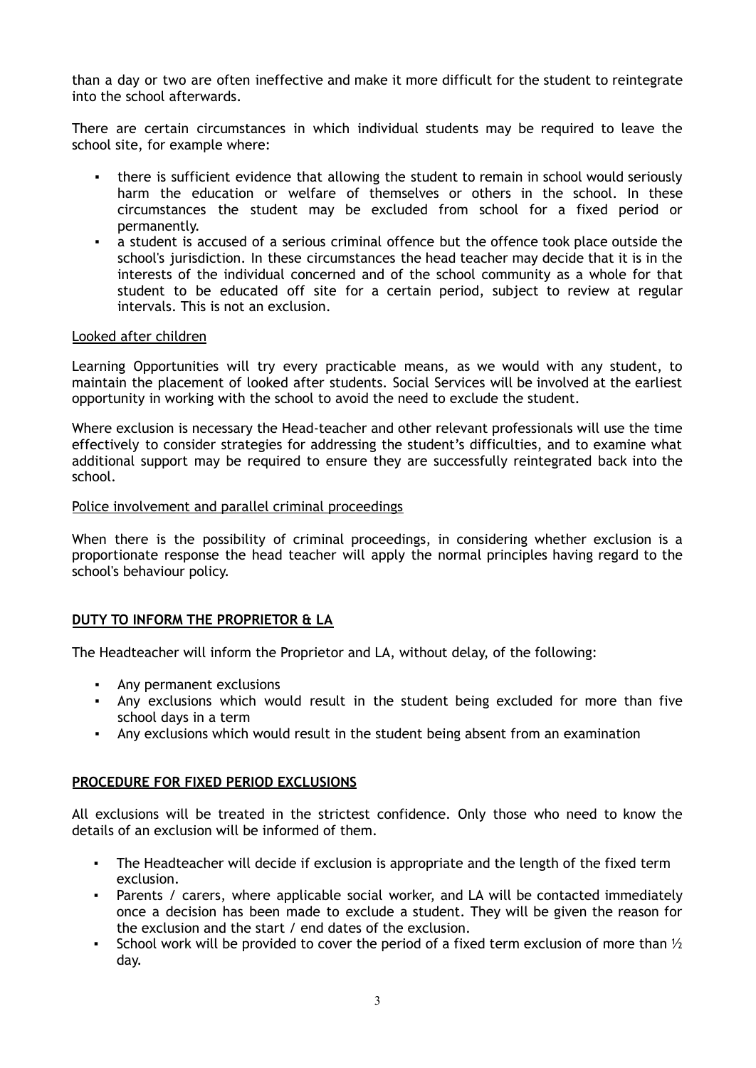than a day or two are often ineffective and make it more difficult for the student to reintegrate into the school afterwards.

There are certain circumstances in which individual students may be required to leave the school site, for example where:

- there is sufficient evidence that allowing the student to remain in school would seriously harm the education or welfare of themselves or others in the school. In these circumstances the student may be excluded from school for a fixed period or permanently.
- a student is accused of a serious criminal offence but the offence took place outside the school's jurisdiction. In these circumstances the head teacher may decide that it is in the interests of the individual concerned and of the school community as a whole for that student to be educated off site for a certain period, subject to review at regular intervals. This is not an exclusion.

Looked after children

Learning Opportunities will try every practicable means, as we would with any student, to maintain the placement of looked after students. Social Services will be involved at the earliest opportunity in working with the school to avoid the need to exclude the student.

Where exclusion is necessary the Head-teacher and other relevant professionals will use the time effectively to consider strategies for addressing the student's difficulties, and to examine what additional support may be required to ensure they are successfully reintegrated back into the school.

Police involvement and parallel criminal proceedings

When there is the possibility of criminal proceedings, in considering whether exclusion is a proportionate response the head teacher will apply the normal principles having regard to the school's behaviour policy.

## DUTY TO INFORM THE PROPRIETOR & LA

The Headteacher will inform the Proprietor and LA, without delay, of the following:

- Any permanent exclusions
- Any exclusions which would result in the student being excluded for more than five school days in a term
- Any exclusions which would result in the student being absent from an examination

## PROCEDURE FOR FIXED PERIOD EXCLUSIONS

All exclusions will be treated in the strictest confidence. Only those who need to know the details of an exclusion will be informed of them.

- The Headteacher will decide if exclusion is appropriate and the length of the fixed term exclusion.
- Parents / carers, where applicable social worker, and LA will be contacted immediately once a decision has been made to exclude a student. They will be given the reason for the exclusion and the start / end dates of the exclusion.
- School work will be provided to cover the period of a fixed term exclusion of more than ½ day.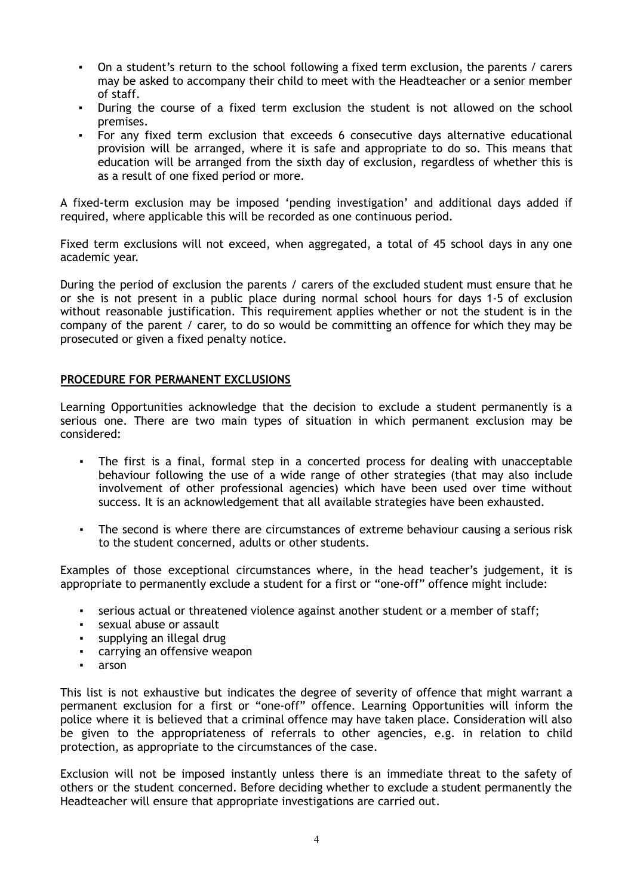- On a student's return to the school following a fixed term exclusion, the parents / carers may be asked to accompany their child to meet with the Headteacher or a senior member of staff.
- During the course of a fixed term exclusion the student is not allowed on the school premises.
- For any fixed term exclusion that exceeds 6 consecutive days alternative educational provision will be arranged, where it is safe and appropriate to do so. This means that education will be arranged from the sixth day of exclusion, regardless of whether this is as a result of one fixed period or more.

A fixed-term exclusion may be imposed 'pending investigation' and additional days added if required, where applicable this will be recorded as one continuous period.

Fixed term exclusions will not exceed, when aggregated, a total of 45 school days in any one academic year.

During the period of exclusion the parents / carers of the excluded student must ensure that he or she is not present in a public place during normal school hours for days 1-5 of exclusion without reasonable justification. This requirement applies whether or not the student is in the company of the parent / carer, to do so would be committing an offence for which they may be prosecuted or given a fixed penalty notice.

## PROCEDURE FOR PERMANENT EXCLUSIONS

Learning Opportunities acknowledge that the decision to exclude a student permanently is a serious one. There are two main types of situation in which permanent exclusion may be considered:

- The first is a final, formal step in a concerted process for dealing with unacceptable behaviour following the use of a wide range of other strategies (that may also include involvement of other professional agencies) which have been used over time without success. It is an acknowledgement that all available strategies have been exhausted.

- The second is where there are circumstances of extreme behaviour causing a serious risk to the student concerned, adults or other students.

Examples of those exceptional circumstances where, in the head teacher's judgement, it is appropriate to permanently exclude a student for a first or "one-off" offence might include:

- serious actual or threatened violence against another student or a member of staff;
- sexual abuse or assault
- supplying an illegal drug
- carrying an offensive weapon
- arson

This list is not exhaustive but indicates the degree of severity of offence that might warrant a permanent exclusion for a first or "one-off" offence. Learning Opportunities will inform the police where it is believed that a criminal offence may have taken place. Consideration will also be given to the appropriateness of referrals to other agencies, e.g. in relation to child protection, as appropriate to the circumstances of the case.

Exclusion will not be imposed instantly unless there is an immediate threat to the safety of others or the student concerned. Before deciding whether to exclude a student permanently the Headteacher will ensure that appropriate investigations are carried out.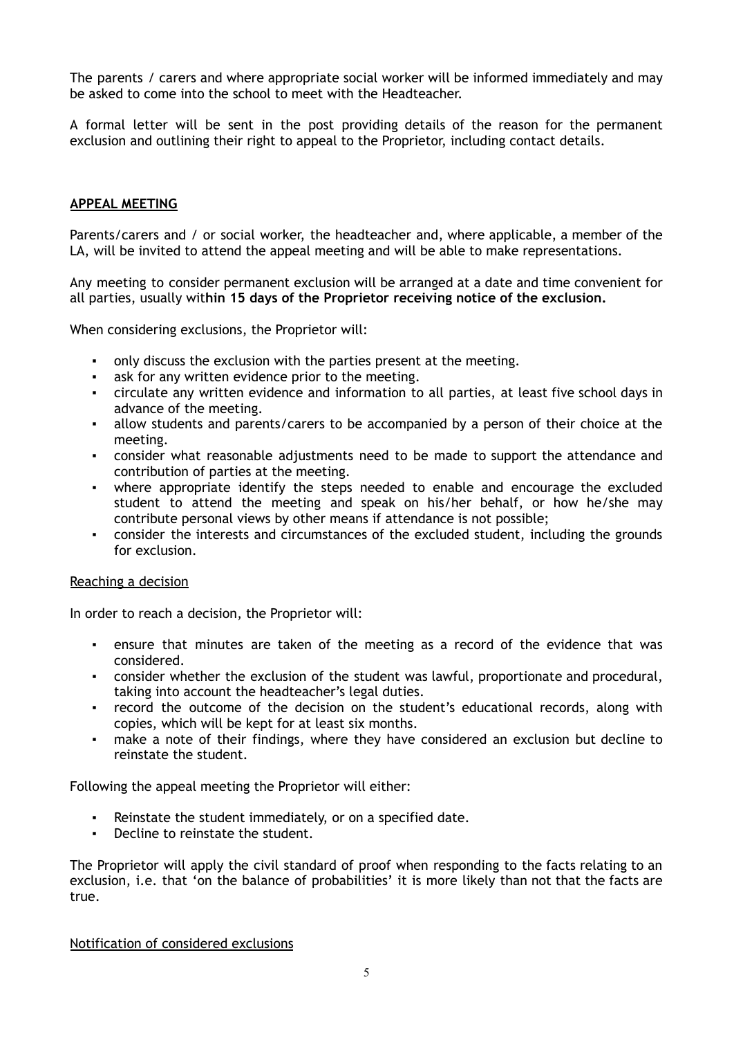The parents / carers and where appropriate social worker will be informed immediately and may be asked to come into the school to meet with the Headteacher.

A formal letter will be sent in the post providing details of the reason for the permanent exclusion and outlining their right to appeal to the Proprietor, including contact details.

## APPEAL MEETING

Parents/carers and / or social worker, the headteacher and, where applicable, a member of the LA, will be invited to attend the appeal meeting and will be able to make representations.

Any meeting to consider permanent exclusion will be arranged at a date and time convenient for all parties, usually wit**hin 15 days of the Proprietor receiving notice of the exclusion.**

When considering exclusions, the Proprietor will:

- only discuss the exclusion with the parties present at the meeting.
- ask for any written evidence prior to the meeting.
- circulate any written evidence and information to all parties, at least five school days in advance of the meeting.
- allow students and parents/carers to be accompanied by a person of their choice at the meeting.
- consider what reasonable adjustments need to be made to support the attendance and contribution of parties at the meeting.
- where appropriate identify the steps needed to enable and encourage the excluded student to attend the meeting and speak on his/her behalf, or how he/she may contribute personal views by other means if attendance is not possible;
- consider the interests and circumstances of the excluded student, including the grounds for exclusion.

### Reaching a decision

In order to reach a decision, the Proprietor will:

- ensure that minutes are taken of the meeting as a record of the evidence that was considered.
- consider whether the exclusion of the student was lawful, proportionate and procedural, taking into account the headteacher's legal duties.
- record the outcome of the decision on the student's educational records, along with copies, which will be kept for at least six months.
- make a note of their findings, where they have considered an exclusion but decline to reinstate the student.

Following the appeal meeting the Proprietor will either:

- Reinstate the student immediately, or on a specified date.
- Decline to reinstate the student.

The Proprietor will apply the civil standard of proof when responding to the facts relating to an exclusion, i.e. that 'on the balance of probabilities' it is more likely than not that the facts are true.

### Notification of considered exclusions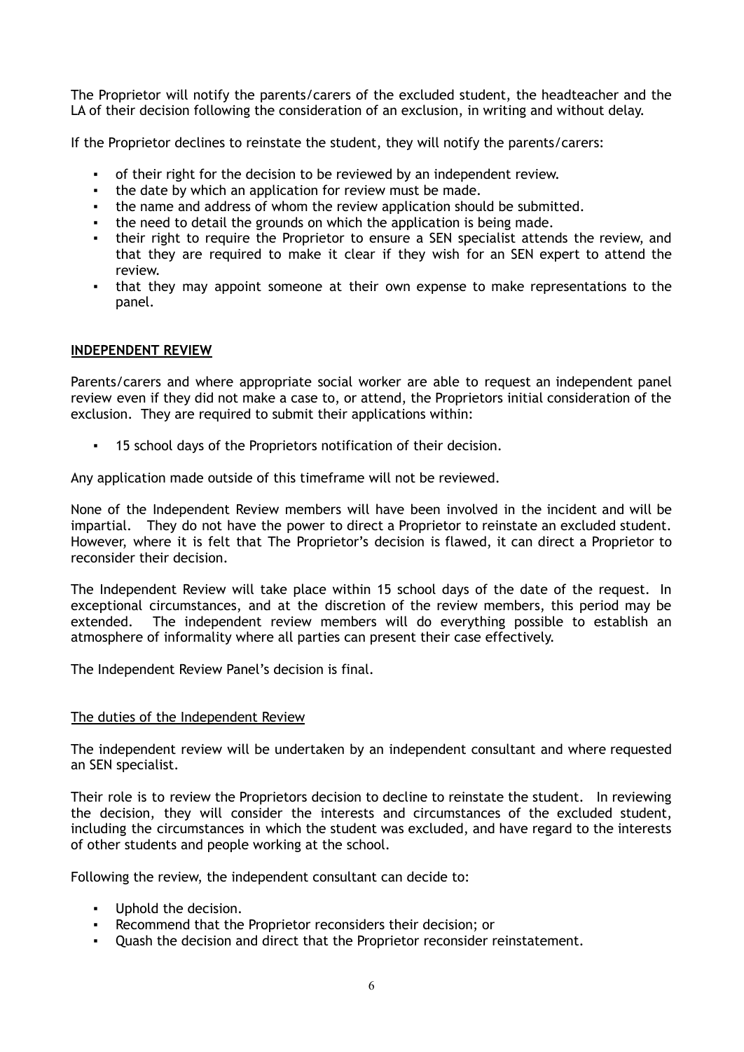The Proprietor will notify the parents/carers of the excluded student, the headteacher and the LA of their decision following the consideration of an exclusion, in writing and without delay.

If the Proprietor declines to reinstate the student, they will notify the parents/carers:

- of their right for the decision to be reviewed by an independent review.
- the date by which an application for review must be made.
- the name and address of whom the review application should be submitted.
- the need to detail the grounds on which the application is being made.
- their right to require the Proprietor to ensure a SEN specialist attends the review, and that they are required to make it clear if they wish for an SEN expert to attend the review.
- that they may appoint someone at their own expense to make representations to the panel.

## **INDEPENDENT REVIEW**

Parents/carers and where appropriate social worker are able to request an independent panel review even if they did not make a case to, or attend, the Proprietors initial consideration of the exclusion. They are required to submit their applications within:

- 15 school days of the Proprietors notification of their decision.

Any application made outside of this timeframe will not be reviewed.

None of the Independent Review members will have been involved in the incident and will be impartial. They do not have the power to direct a Proprietor to reinstate an excluded student. However, where it is felt that The Proprietor's decision is flawed, it can direct a Proprietor to reconsider their decision.

The Independent Review will take place within 15 school days of the date of the request. In exceptional circumstances, and at the discretion of the review members, this period may be extended. The independent review members will do everything possible to establish an atmosphere of informality where all parties can present their case effectively.

The Independent Review Panel's decision is final.

### The duties of the Independent Review

The independent review will be undertaken by an independent consultant and where requested an SEN specialist.

Their role is to review the Proprietors decision to decline to reinstate the student. In reviewing the decision, they will consider the interests and circumstances of the excluded student, including the circumstances in which the student was excluded, and have regard to the interests of other students and people working at the school.

Following the review, the independent consultant can decide to:

- Uphold the decision.
- Recommend that the Proprietor reconsiders their decision; or
- Quash the decision and direct that the Proprietor reconsider reinstatement.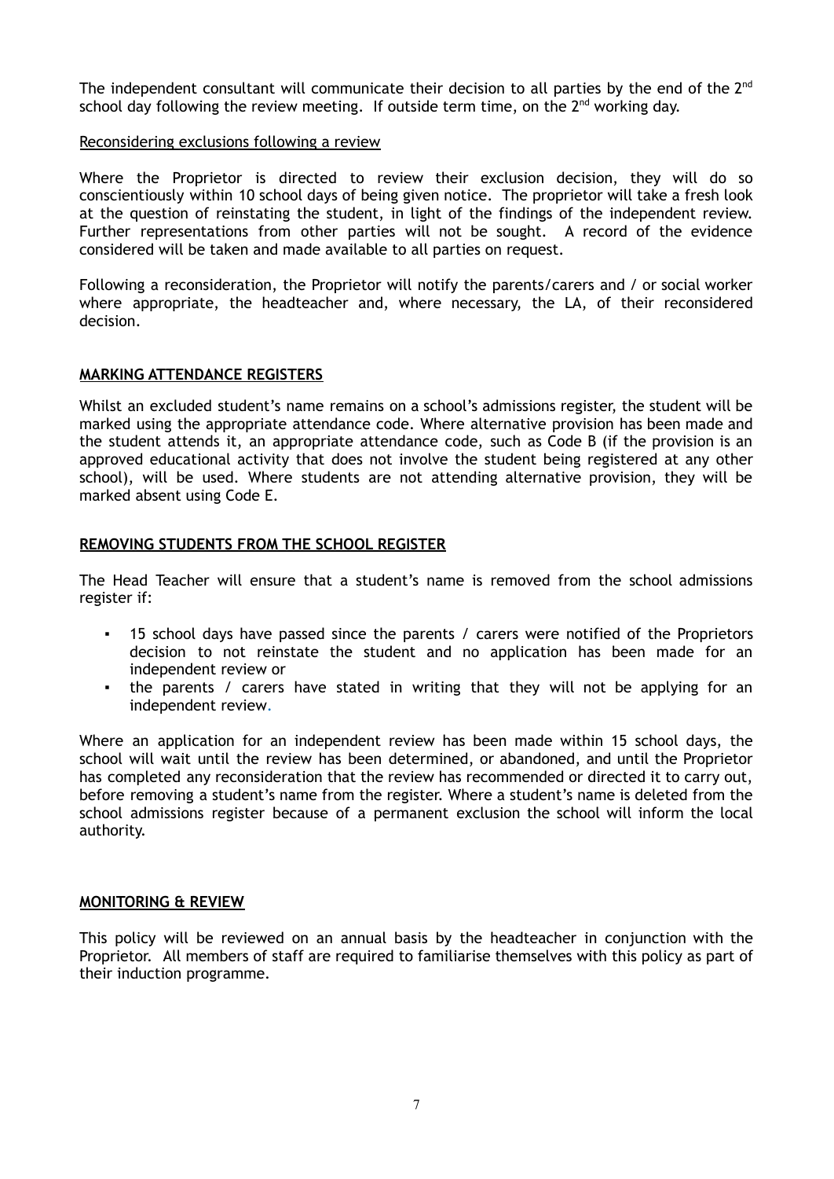The independent consultant will communicate their decision to all parties by the end of the 2nd school day following the review meeting. If outside term time, on the 2nd working day.

Reconsidering exclusions following a review

Where the Proprietor is directed to review their exclusion decision, they will do so conscientiously within 10 school days of being given notice. The proprietor will take a fresh look at the question of reinstating the student, in light of the findings of the independent review. Further representations from other parties will not be sought. A record of the evidence considered will be taken and made available to all parties on request.

Following a reconsideration, the Proprietor will notify the parents/carers and / or social worker where appropriate, the headteacher and, where necessary, the LA, of their reconsidered decision.

## MARKING ATTENDANCE REGISTERS

Whilst an excluded student's name remains on a school's admissions register, the student will be marked using the appropriate attendance code. Where alternative provision has been made and the student attends it, an appropriate attendance code, such as Code B (if the provision is an approved educational activity that does not involve the student being registered at any other school), will be used. Where students are not attending alternative provision, they will be marked absent using Code E.

## REMOVING STUDENTS FROM THE SCHOOL REGISTER

The Head Teacher will ensure that a student's name is removed from the school admissions register if:

- 15 school days have passed since the parents / carers were notified of the Proprietors decision to not reinstate the student and no application has been made for an independent review or
- the parents / carers have stated in writing that they will not be applying for an independent review.

Where an application for an independent review has been made within 15 school days, the school will wait until the review has been determined, or abandoned, and until the Proprietor has completed any reconsideration that the review has recommended or directed it to carry out, before removing a student's name from the register. Where a student's name is deleted from the school admissions register because of a permanent exclusion the school will inform the local authority.

## MONITORING & REVIEW

This policy will be reviewed on an annual basis by the headteacher in conjunction with the Proprietor. All members of staff are required to familiarise themselves with this policy as part of their induction programme.